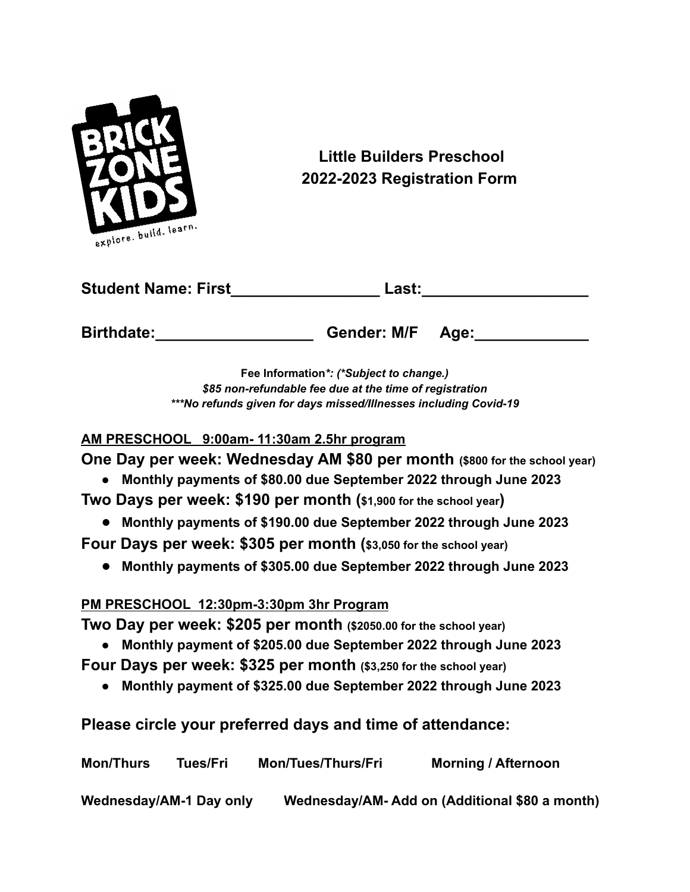# Little Builders Preschool
## 2022-2023 Registration Form

**Student Name: First_________________ Last:___________________**

**Birthdate:__________________ Gender: M/F Age:_____________**

**Fee Information***: *(*Subject to change.)*
*$85 non-refundable fee due at the time of registration*
****No refunds given for days missed/Illnesses including Covid-19*

**AM PRESCHOOL 9:00am- 11:30am 2.5hr program**

**One Day per week: Wednesday AM $80 per month** **($800 for the school year)**

- **Monthly payments of $80.00 due September 2022 through June 2023**

**Two Days per week: $190 per month ($1,900 for the school year)**

- **Monthly payments of $190.00 due September 2022 through June 2023**

**Four Days per week: $305 per month ($3,050 for the school year)**

- **Monthly payments of $305.00 due September 2022 through June 2023**

**PM PRESCHOOL 12:30pm-3:30pm 3hr Program**

**Two Day per week: $205 per month** **($2050.00 for the school year)**

- **Monthly payment of $205.00 due September 2022 through June 2023**

**Four Days per week: $325 per month** **($3,250 for the school year)**

- **Monthly payment of $325.00 due September 2022 through June 2023**

**Please circle your preferred days and time of attendance:**

**Mon/Thurs Tues/Fri Mon/Tues/Thurs/Fri Morning / Afternoon**

**Wednesday/AM-1 Day only Wednesday/AM- Add on (Additional $80 a month)**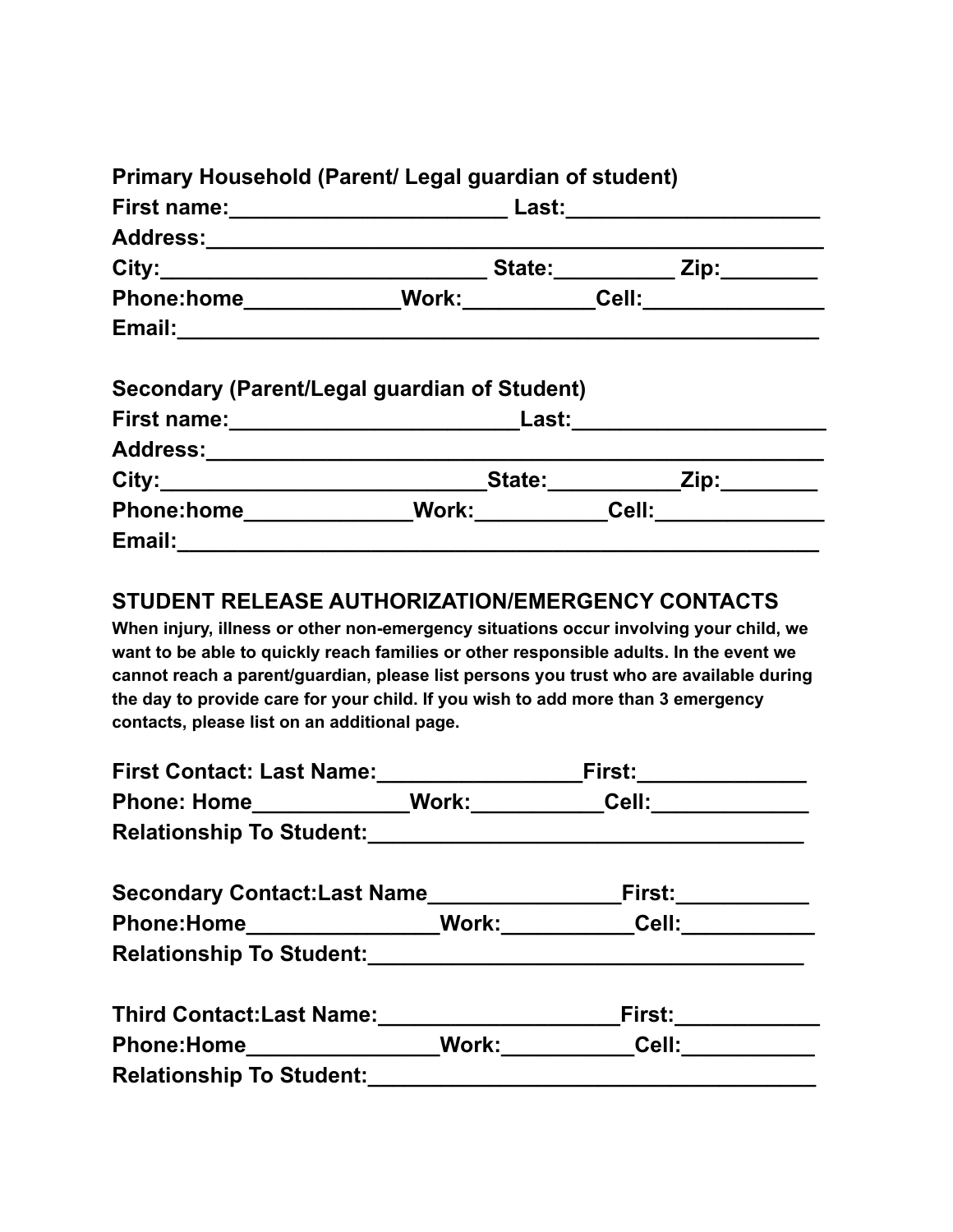**Primary Household (Parent/ Legal guardian of student)**

**First name:_______________________ Last:_____________________**

**Address:___________________________________________________**

**City:___________________________ State:__________ Zip:________**

**Phone:home_____________Work:___________Cell:_______________**

**Email:_____________________________________________________**

**Secondary (Parent/Legal guardian of Student)**

**First name:________________________Last:_____________________**

**Address:___________________________________________________**

**City:___________________________State:___________Zip:________**

**Phone:home______________Work:___________Cell:______________**

**Email:_____________________________________________________**

## STUDENT RELEASE AUTHORIZATION/EMERGENCY CONTACTS

**When injury, illness or other non-emergency situations occur involving your child, we want to be able to quickly reach families or other responsible adults. In the event we cannot reach a parent/guardian, please list persons you trust who are available during the day to provide care for your child. If you wish to add more than 3 emergency contacts, please list on an additional page.**

**First Contact: Last Name:_________________First:______________**

**Phone: Home_____________Work:___________Cell:_____________**

**Relationship To Student:____________________________________**

**Secondary Contact:Last Name________________First:___________**

**Phone:Home________________Work:___________Cell:___________**

**Relationship To Student:____________________________________**

**Third Contact:Last Name:____________________First:____________**

**Phone:Home________________Work:___________Cell:___________**

**Relationship To Student:_____________________________________**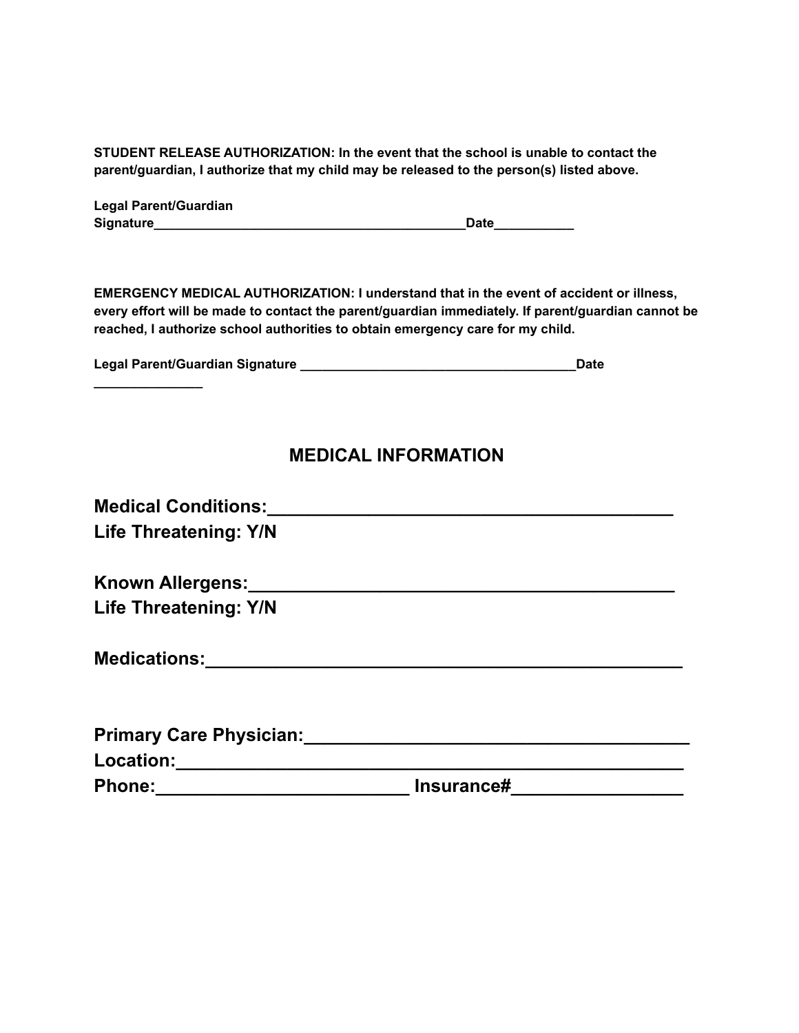**STUDENT RELEASE AUTHORIZATION: In the event that the school is unable to contact the parent/guardian, I authorize that my child may be released to the person(s) listed above.**

**Legal Parent/Guardian Signature__________________________________________Date___________**

**EMERGENCY MEDICAL AUTHORIZATION: I understand that in the event of accident or illness, every effort will be made to contact the parent/guardian immediately. If parent/guardian cannot be reached, I authorize school authorities to obtain emergency care for my child.**

**Legal Parent/Guardian Signature _____________________________________Date _______________**

## MEDICAL INFORMATION

**Medical Conditions:________________________________________**
**Life Threatening: Y/N**

**Known Allergens:__________________________________________**
**Life Threatening: Y/N**

**Medications:______________________________________________**

**Primary Care Physician:_____________________________________**
**Location:_________________________________________________**
**Phone:_________________________ Insurance#________________**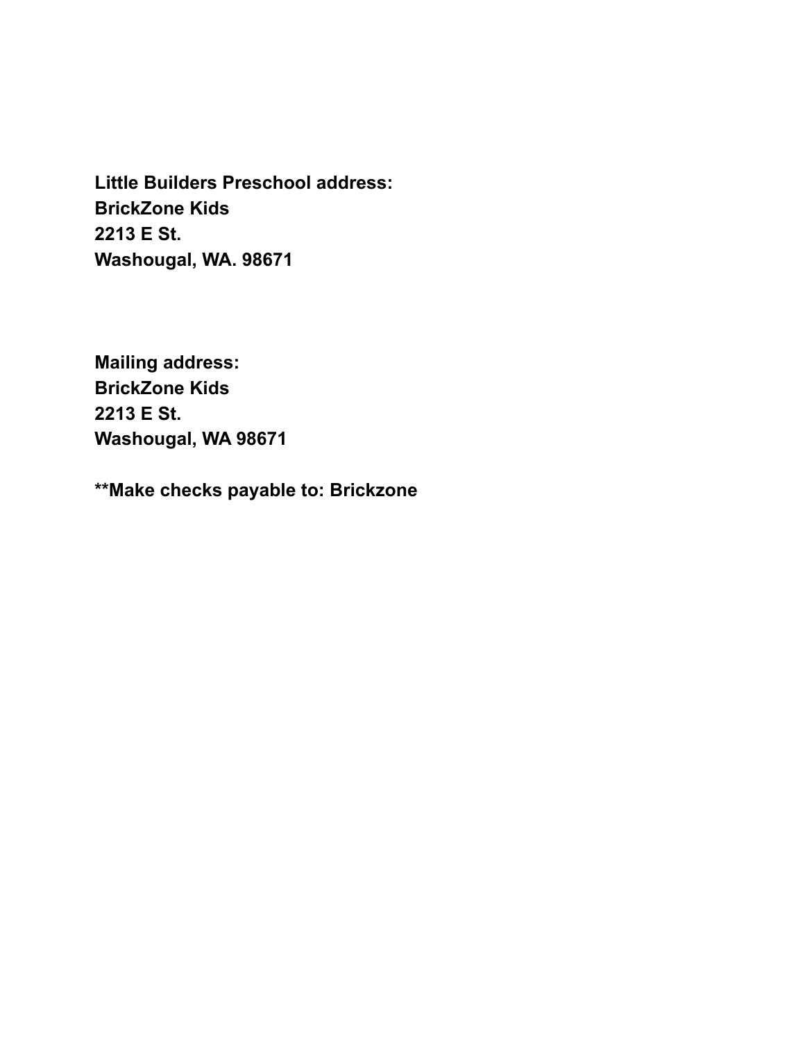**Little Builders Preschool address:**
**BrickZone Kids**
**2213 E St.**
**Washougal, WA. 98671**

**Mailing address:**
**BrickZone Kids**
**2213 E St.**
**Washougal, WA 98671**

****Make checks payable to: Brickzone**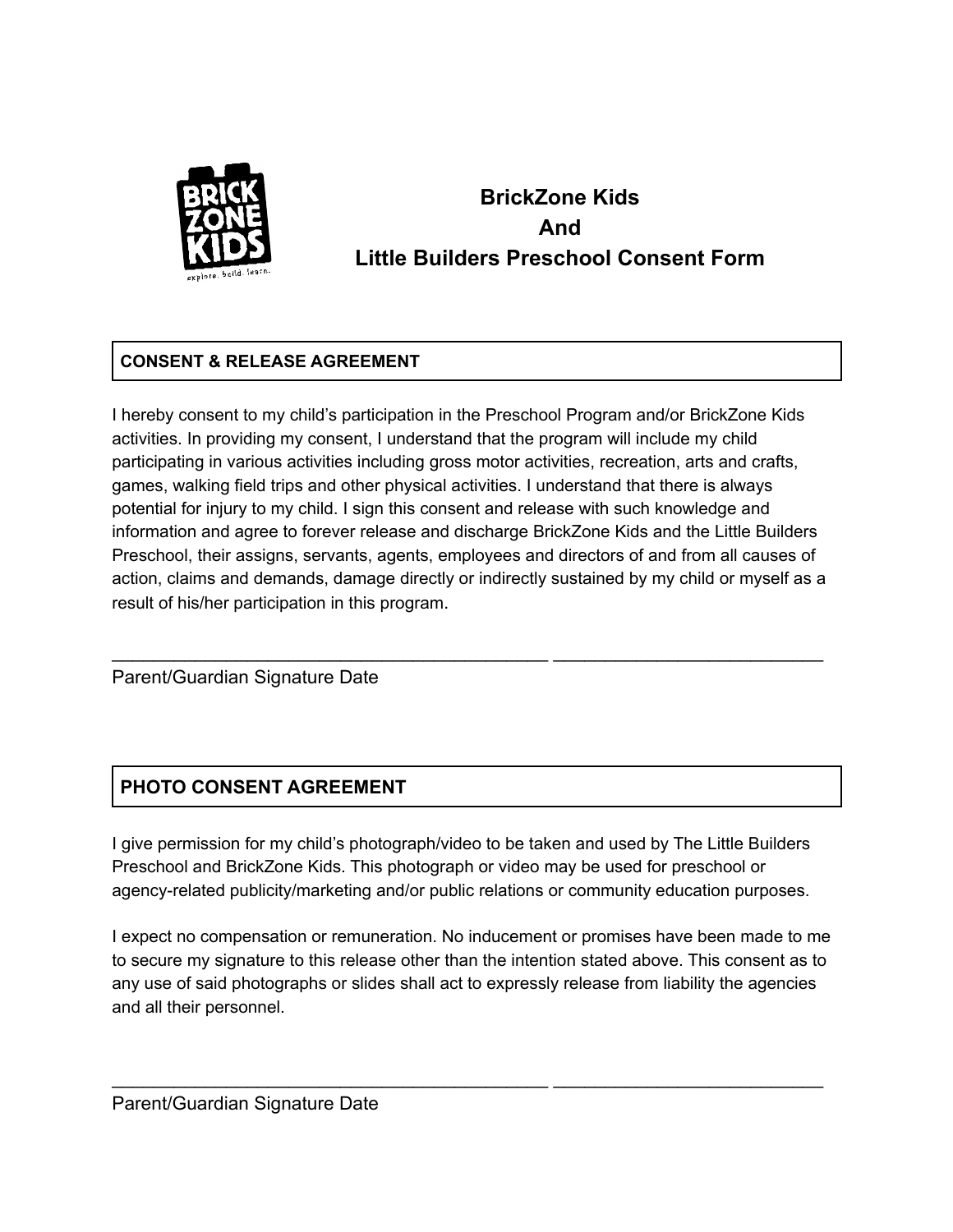# BrickZone Kids And Little Builders Preschool Consent Form

## CONSENT & RELEASE AGREEMENT

I hereby consent to my child's participation in the Preschool Program and/or BrickZone Kids activities. In providing my consent, I understand that the program will include my child participating in various activities including gross motor activities, recreation, arts and crafts, games, walking field trips and other physical activities. I understand that there is always potential for injury to my child. I sign this consent and release with such knowledge and information and agree to forever release and discharge BrickZone Kids and the Little Builders Preschool, their assigns, servants, agents, employees and directors of and from all causes of action, claims and demands, damage directly or indirectly sustained by my child or myself as a result of his/her participation in this program.

_______________________________________________ _____________________________

Parent/Guardian Signature Date

## PHOTO CONSENT AGREEMENT

I give permission for my child's photograph/video to be taken and used by The Little Builders Preschool and BrickZone Kids. This photograph or video may be used for preschool or agency-related publicity/marketing and/or public relations or community education purposes.

I expect no compensation or remuneration. No inducement or promises have been made to me to secure my signature to this release other than the intention stated above. This consent as to any use of said photographs or slides shall act to expressly release from liability the agencies and all their personnel.

_______________________________________________ _____________________________

Parent/Guardian Signature Date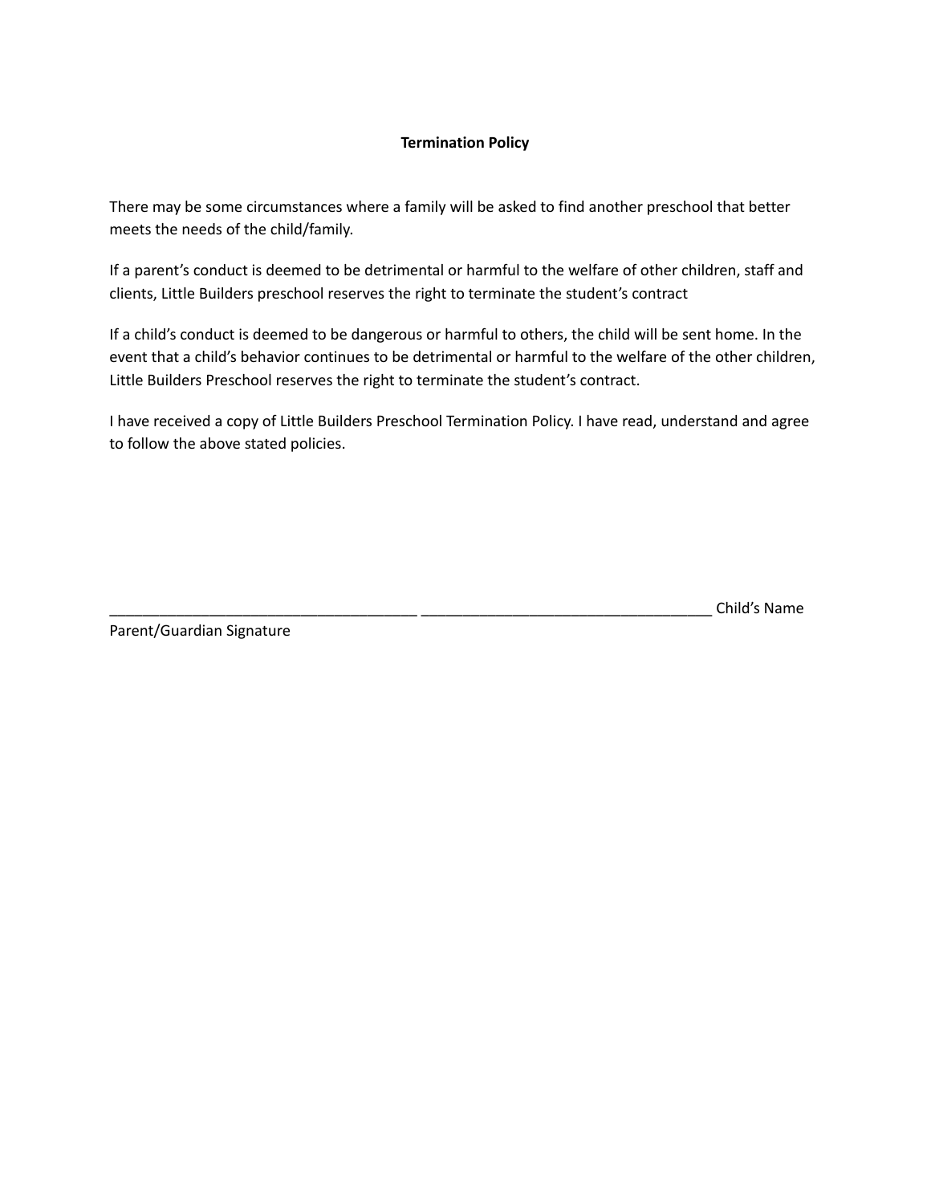**Termination Policy**

There may be some circumstances where a family will be asked to find another preschool that better meets the needs of the child/family.

If a parent's conduct is deemed to be detrimental or harmful to the welfare of other children, staff and clients, Little Builders preschool reserves the right to terminate the student's contract

If a child's conduct is deemed to be dangerous or harmful to others, the child will be sent home. In the event that a child's behavior continues to be detrimental or harmful to the welfare of the other children, Little Builders Preschool reserves the right to terminate the student's contract.

I have received a copy of Little Builders Preschool Termination Policy. I have read, understand and agree to follow the above stated policies.

____________________________________ ___________________________________ Child's Name

Parent/Guardian Signature